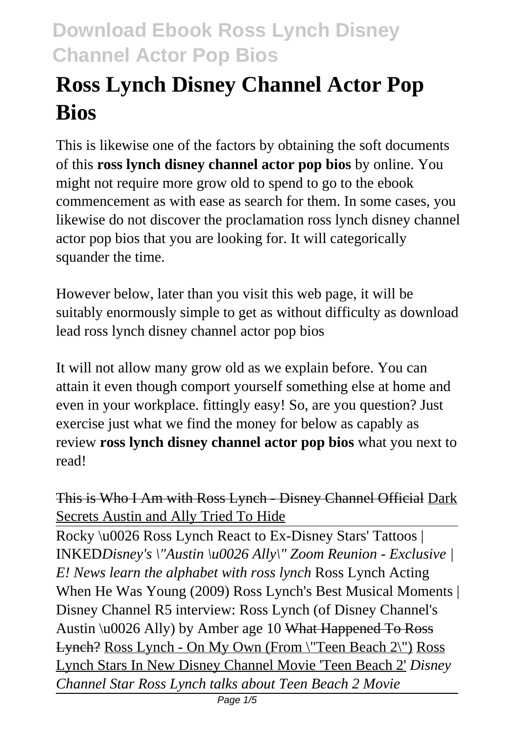# Ross Lynch Disney Channel Actor Pop Bios

This is likewise one of the factors by obtaining the soft documents of this **ross lynch disney channel actor pop bios** by online. You might not require more grow old to spend to go to the ebook commencement as with ease as search for them. In some cases, you likewise do not discover the proclamation ross lynch disney channel actor pop bios that you are looking for. It will categorically squander the time.

However below, later than you visit this web page, it will be suitably enormously simple to get as without difficulty as download lead ross lynch disney channel actor pop bios

It will not allow many grow old as we explain before. You can attain it even though comport yourself something else at home and even in your workplace. fittingly easy! So, are you question? Just exercise just what we find the money for below as capably as review **ross lynch disney channel actor pop bios** what you next to read!

~~This is Who I Am with Ross Lynch - Disney Channel Official~~ Dark Secrets Austin and Ally Tried To Hide

Rocky \u0026 Ross Lynch React to Ex-Disney Stars' Tattoos | INKED*Disney's \"Austin \u0026 Ally\" Zoom Reunion - Exclusive | E! News learn the alphabet with ross lynch* Ross Lynch Acting When He Was Young (2009) Ross Lynch's Best Musical Moments | Disney Channel R5 interview: Ross Lynch (of Disney Channel's Austin \u0026 Ally) by Amber age 10 ~~What Happened To Ross Lynch?~~ Ross Lynch - On My Own (From \"Teen Beach 2\") Ross Lynch Stars In New Disney Channel Movie 'Teen Beach 2' *Disney Channel Star Ross Lynch talks about Teen Beach 2 Movie*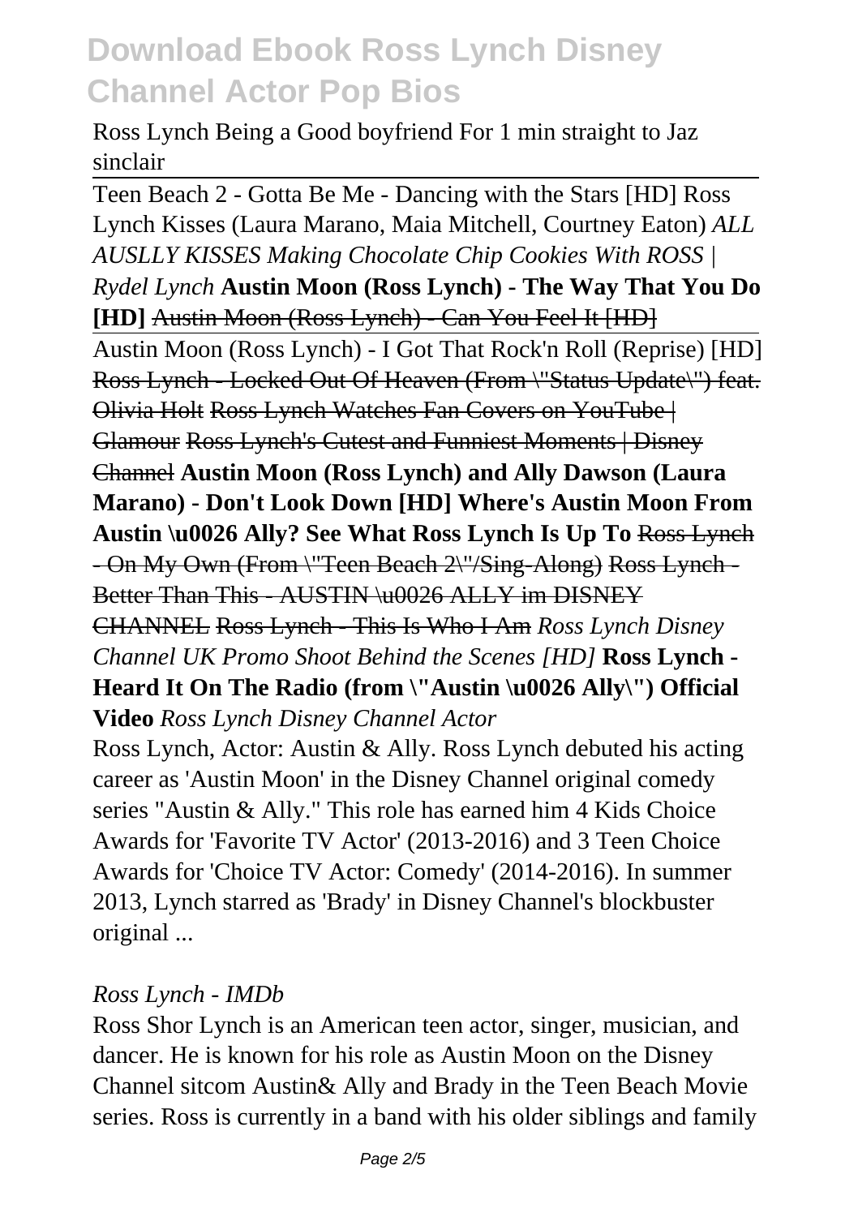Ross Lynch Being a Good boyfriend For 1 min straight to Jaz sinclair

Teen Beach 2 - Gotta Be Me - Dancing with the Stars [HD] Ross Lynch Kisses (Laura Marano, Maia Mitchell, Courtney Eaton) *ALL AUSLLY KISSES Making Chocolate Chip Cookies With ROSS | Rydel Lynch* **Austin Moon (Ross Lynch) - The Way That You Do [HD]** ~~Austin Moon (Ross Lynch) - Can You Feel It [HD]~~

Austin Moon (Ross Lynch) - I Got That Rock'n Roll (Reprise) [HD] ~~Ross Lynch - Locked Out Of Heaven (From \"Status Update\") feat. Olivia Holt~~ ~~Ross Lynch Watches Fan Covers on YouTube | Glamour~~ ~~Ross Lynch's Cutest and Funniest Moments | Disney Channel~~ **Austin Moon (Ross Lynch) and Ally Dawson (Laura Marano) - Don't Look Down [HD] Where's Austin Moon From Austin \u0026 Ally? See What Ross Lynch Is Up To** ~~Ross Lynch - On My Own (From \"Teen Beach 2\"/Sing-Along)~~ ~~Ross Lynch - Better Than This - AUSTIN \u0026 ALLY im DISNEY CHANNEL~~ ~~Ross Lynch - This Is Who I Am~~ *Ross Lynch Disney Channel UK Promo Shoot Behind the Scenes [HD]* **Ross Lynch - Heard It On The Radio (from \"Austin \u0026 Ally\") Official Video** *Ross Lynch Disney Channel Actor*

Ross Lynch, Actor: Austin & Ally. Ross Lynch debuted his acting career as 'Austin Moon' in the Disney Channel original comedy series "Austin & Ally." This role has earned him 4 Kids Choice Awards for 'Favorite TV Actor' (2013-2016) and 3 Teen Choice Awards for 'Choice TV Actor: Comedy' (2014-2016). In summer 2013, Lynch starred as 'Brady' in Disney Channel's blockbuster original ...

*Ross Lynch - IMDb*

Ross Shor Lynch is an American teen actor, singer, musician, and dancer. He is known for his role as Austin Moon on the Disney Channel sitcom Austin& Ally and Brady in the Teen Beach Movie series. Ross is currently in a band with his older siblings and family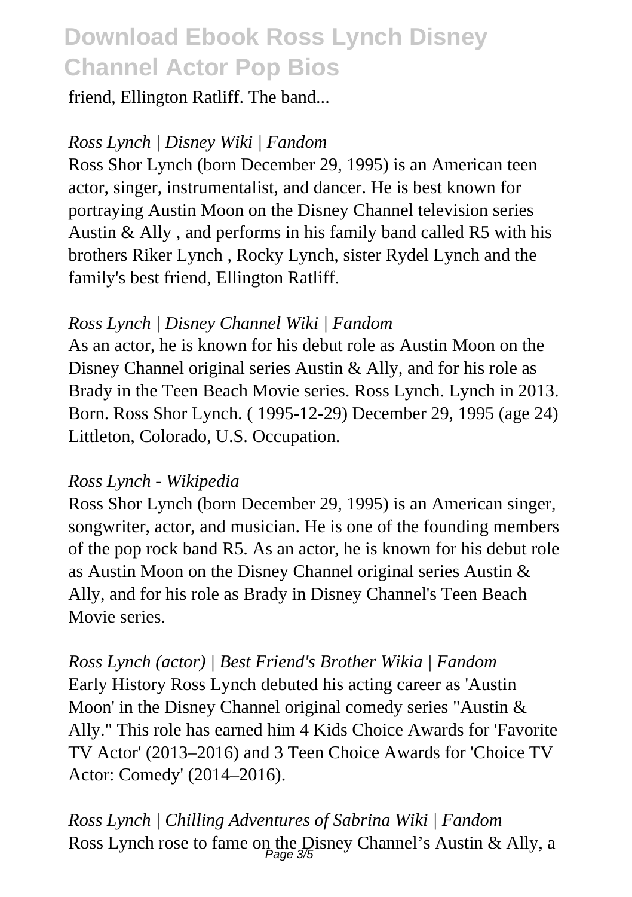friend, Ellington Ratliff. The band...

*Ross Lynch | Disney Wiki | Fandom*

Ross Shor Lynch (born December 29, 1995) is an American teen actor, singer, instrumentalist, and dancer. He is best known for portraying Austin Moon on the Disney Channel television series Austin & Ally , and performs in his family band called R5 with his brothers Riker Lynch , Rocky Lynch, sister Rydel Lynch and the family's best friend, Ellington Ratliff.

*Ross Lynch | Disney Channel Wiki | Fandom*

As an actor, he is known for his debut role as Austin Moon on the Disney Channel original series Austin & Ally, and for his role as Brady in the Teen Beach Movie series. Ross Lynch. Lynch in 2013. Born. Ross Shor Lynch. ( 1995-12-29) December 29, 1995 (age 24) Littleton, Colorado, U.S. Occupation.

*Ross Lynch - Wikipedia*

Ross Shor Lynch (born December 29, 1995) is an American singer, songwriter, actor, and musician. He is one of the founding members of the pop rock band R5. As an actor, he is known for his debut role as Austin Moon on the Disney Channel original series Austin & Ally, and for his role as Brady in Disney Channel's Teen Beach Movie series.

*Ross Lynch (actor) | Best Friend's Brother Wikia | Fandom*

Early History Ross Lynch debuted his acting career as 'Austin Moon' in the Disney Channel original comedy series "Austin & Ally." This role has earned him 4 Kids Choice Awards for 'Favorite TV Actor' (2013–2016) and 3 Teen Choice Awards for 'Choice TV Actor: Comedy' (2014–2016).

*Ross Lynch | Chilling Adventures of Sabrina Wiki | Fandom*

Ross Lynch rose to fame on the Disney Channel's Austin & Ally, a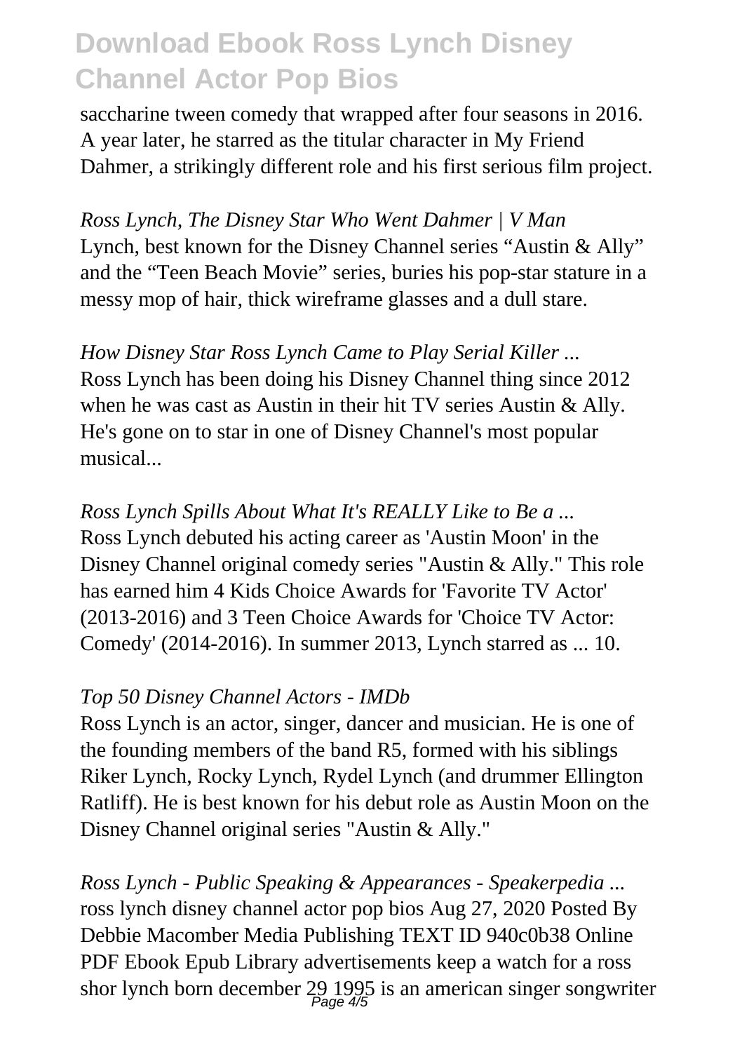saccharine tween comedy that wrapped after four seasons in 2016. A year later, he starred as the titular character in My Friend Dahmer, a strikingly different role and his first serious film project.

*Ross Lynch, The Disney Star Who Went Dahmer | V Man*
Lynch, best known for the Disney Channel series "Austin & Ally" and the "Teen Beach Movie" series, buries his pop-star stature in a messy mop of hair, thick wireframe glasses and a dull stare.

*How Disney Star Ross Lynch Came to Play Serial Killer ...*
Ross Lynch has been doing his Disney Channel thing since 2012 when he was cast as Austin in their hit TV series Austin & Ally. He's gone on to star in one of Disney Channel's most popular musical...

*Ross Lynch Spills About What It's REALLY Like to Be a ...*
Ross Lynch debuted his acting career as 'Austin Moon' in the Disney Channel original comedy series "Austin & Ally." This role has earned him 4 Kids Choice Awards for 'Favorite TV Actor' (2013-2016) and 3 Teen Choice Awards for 'Choice TV Actor: Comedy' (2014-2016). In summer 2013, Lynch starred as ... 10.

*Top 50 Disney Channel Actors - IMDb*
Ross Lynch is an actor, singer, dancer and musician. He is one of the founding members of the band R5, formed with his siblings Riker Lynch, Rocky Lynch, Rydel Lynch (and drummer Ellington Ratliff). He is best known for his debut role as Austin Moon on the Disney Channel original series "Austin & Ally."

*Ross Lynch - Public Speaking & Appearances - Speakerpedia ...*
ross lynch disney channel actor pop bios Aug 27, 2020 Posted By Debbie Macomber Media Publishing TEXT ID 940c0b38 Online PDF Ebook Epub Library advertisements keep a watch for a ross shor lynch born december 29 1995 is an american singer songwriter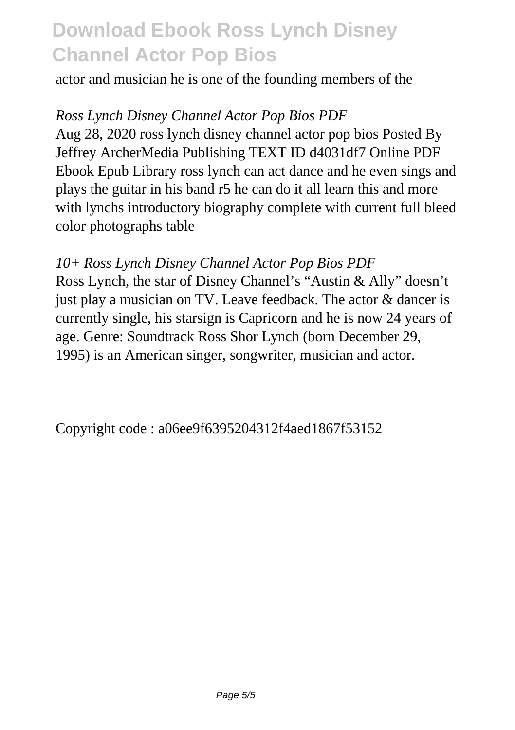actor and musician he is one of the founding members of the

*Ross Lynch Disney Channel Actor Pop Bios PDF*

Aug 28, 2020 ross lynch disney channel actor pop bios Posted By Jeffrey ArcherMedia Publishing TEXT ID d4031df7 Online PDF Ebook Epub Library ross lynch can act dance and he even sings and plays the guitar in his band r5 he can do it all learn this and more with lynchs introductory biography complete with current full bleed color photographs table

*10+ Ross Lynch Disney Channel Actor Pop Bios PDF*

Ross Lynch, the star of Disney Channel's "Austin & Ally" doesn't just play a musician on TV. Leave feedback. The actor & dancer is currently single, his starsign is Capricorn and he is now 24 years of age. Genre: Soundtrack Ross Shor Lynch (born December 29, 1995) is an American singer, songwriter, musician and actor.

Copyright code : a06ee9f6395204312f4aed1867f53152